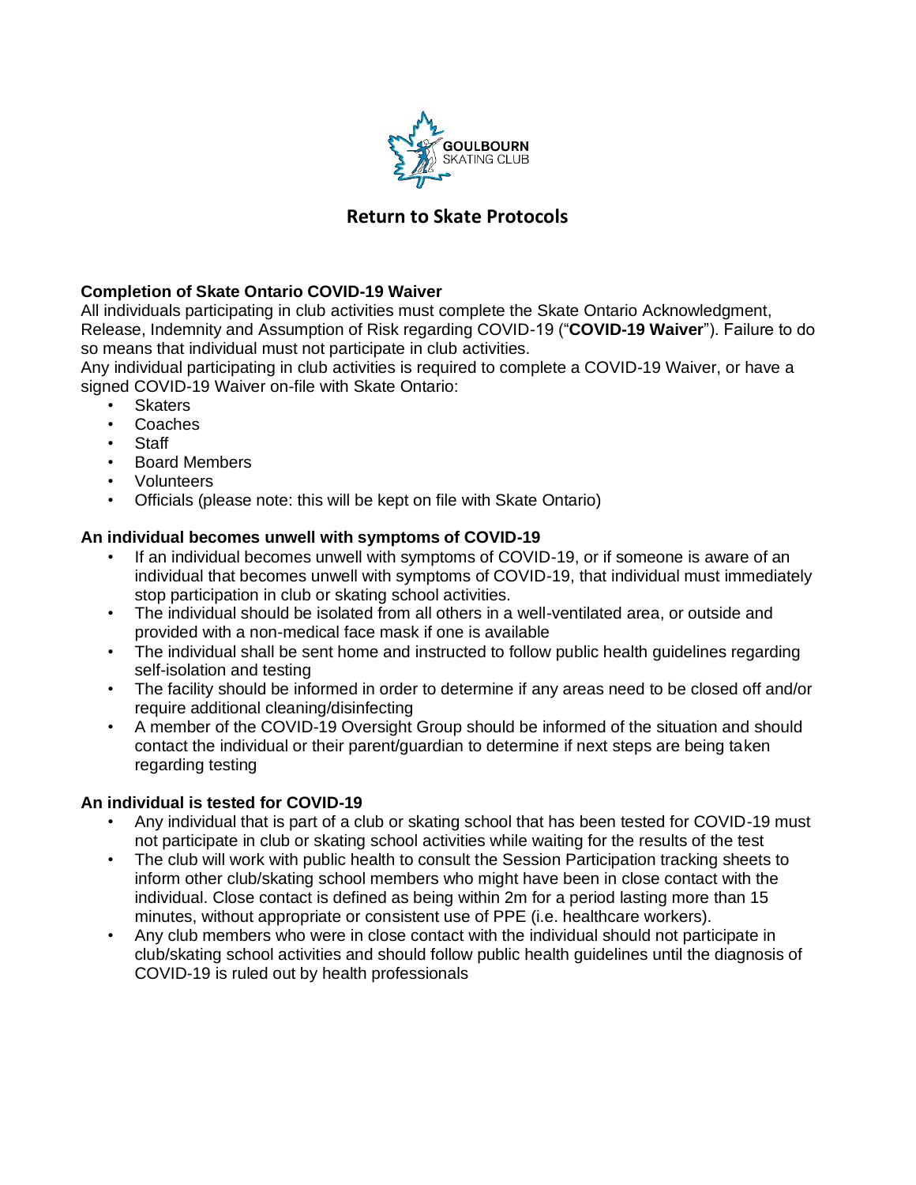GOULBOURN SKATING CLUB

# Return to Skate Protocols

**Completion of Skate Ontario COVID-19 Waiver**

All individuals participating in club activities must complete the Skate Ontario Acknowledgment, Release, Indemnity and Assumption of Risk regarding COVID-19 ("**COVID-19 Waiver**"). Failure to do so means that individual must not participate in club activities.

Any individual participating in club activities is required to complete a COVID-19 Waiver, or have a signed COVID-19 Waiver on-file with Skate Ontario:

- Skaters
- Coaches
- Staff
- Board Members
- Volunteers
- Officials (please note: this will be kept on file with Skate Ontario)

**An individual becomes unwell with symptoms of COVID-19**

- If an individual becomes unwell with symptoms of COVID-19, or if someone is aware of an individual that becomes unwell with symptoms of COVID-19, that individual must immediately stop participation in club or skating school activities.
- The individual should be isolated from all others in a well-ventilated area, or outside and provided with a non-medical face mask if one is available
- The individual shall be sent home and instructed to follow public health guidelines regarding self-isolation and testing
- The facility should be informed in order to determine if any areas need to be closed off and/or require additional cleaning/disinfecting
- A member of the COVID-19 Oversight Group should be informed of the situation and should contact the individual or their parent/guardian to determine if next steps are being taken regarding testing

**An individual is tested for COVID-19**

- Any individual that is part of a club or skating school that has been tested for COVID-19 must not participate in club or skating school activities while waiting for the results of the test
- The club will work with public health to consult the Session Participation tracking sheets to inform other club/skating school members who might have been in close contact with the individual. Close contact is defined as being within 2m for a period lasting more than 15 minutes, without appropriate or consistent use of PPE (i.e. healthcare workers).
- Any club members who were in close contact with the individual should not participate in club/skating school activities and should follow public health guidelines until the diagnosis of COVID-19 is ruled out by health professionals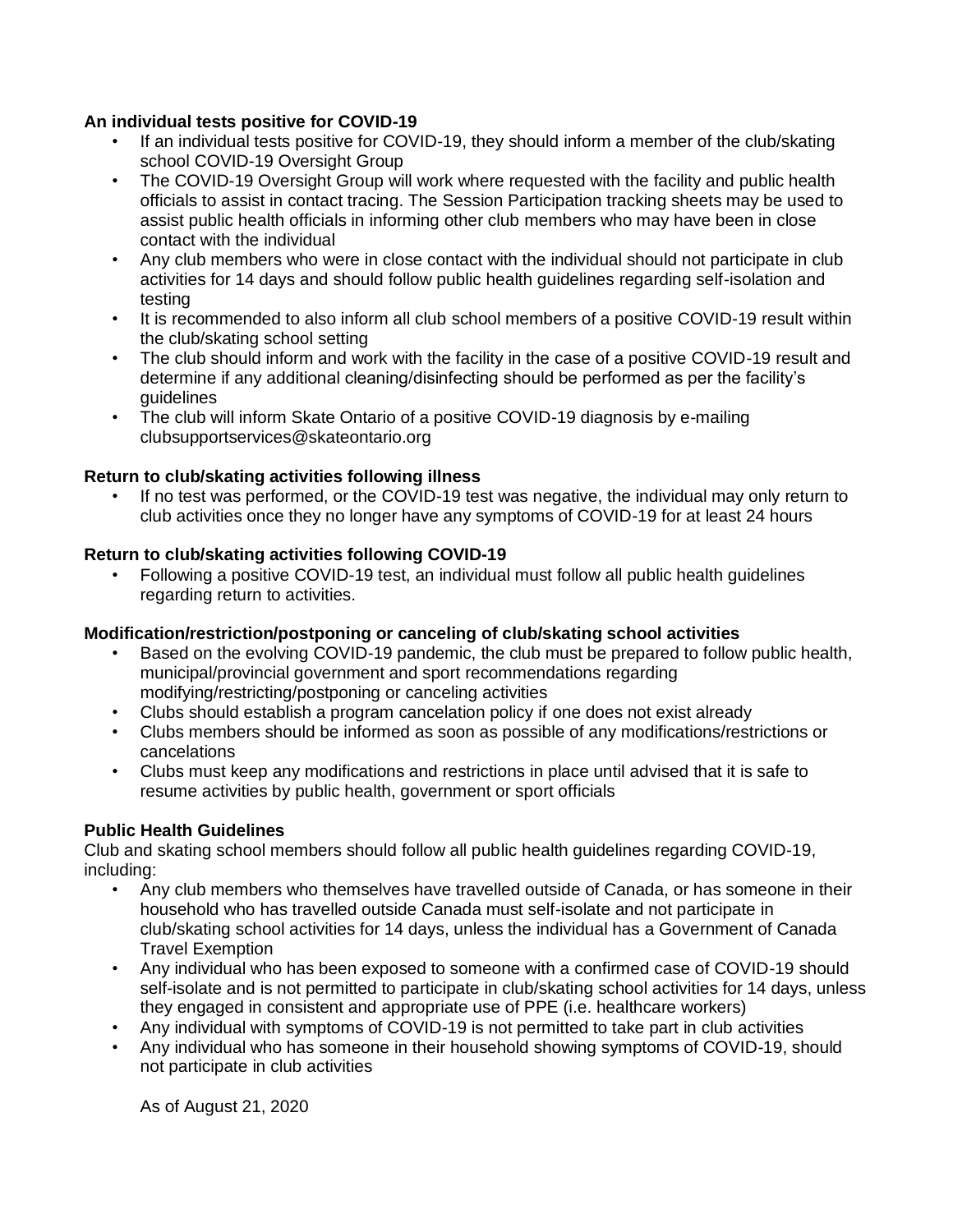**An individual tests positive for COVID-19**

- If an individual tests positive for COVID-19, they should inform a member of the club/skating school COVID-19 Oversight Group
- The COVID-19 Oversight Group will work where requested with the facility and public health officials to assist in contact tracing. The Session Participation tracking sheets may be used to assist public health officials in informing other club members who may have been in close contact with the individual
- Any club members who were in close contact with the individual should not participate in club activities for 14 days and should follow public health guidelines regarding self-isolation and testing
- It is recommended to also inform all club school members of a positive COVID-19 result within the club/skating school setting
- The club should inform and work with the facility in the case of a positive COVID-19 result and determine if any additional cleaning/disinfecting should be performed as per the facility's guidelines
- The club will inform Skate Ontario of a positive COVID-19 diagnosis by e-mailing clubsupportservices@skateontario.org

**Return to club/skating activities following illness**

- If no test was performed, or the COVID-19 test was negative, the individual may only return to club activities once they no longer have any symptoms of COVID-19 for at least 24 hours

**Return to club/skating activities following COVID-19**

- Following a positive COVID-19 test, an individual must follow all public health guidelines regarding return to activities.

**Modification/restriction/postponing or canceling of club/skating school activities**

- Based on the evolving COVID-19 pandemic, the club must be prepared to follow public health, municipal/provincial government and sport recommendations regarding modifying/restricting/postponing or canceling activities
- Clubs should establish a program cancelation policy if one does not exist already
- Clubs members should be informed as soon as possible of any modifications/restrictions or cancelations
- Clubs must keep any modifications and restrictions in place until advised that it is safe to resume activities by public health, government or sport officials

**Public Health Guidelines**

Club and skating school members should follow all public health guidelines regarding COVID-19, including:

- Any club members who themselves have travelled outside of Canada, or has someone in their household who has travelled outside Canada must self-isolate and not participate in club/skating school activities for 14 days, unless the individual has a Government of Canada Travel Exemption
- Any individual who has been exposed to someone with a confirmed case of COVID-19 should self-isolate and is not permitted to participate in club/skating school activities for 14 days, unless they engaged in consistent and appropriate use of PPE (i.e. healthcare workers)
- Any individual with symptoms of COVID-19 is not permitted to take part in club activities
- Any individual who has someone in their household showing symptoms of COVID-19, should not participate in club activities

As of August 21, 2020